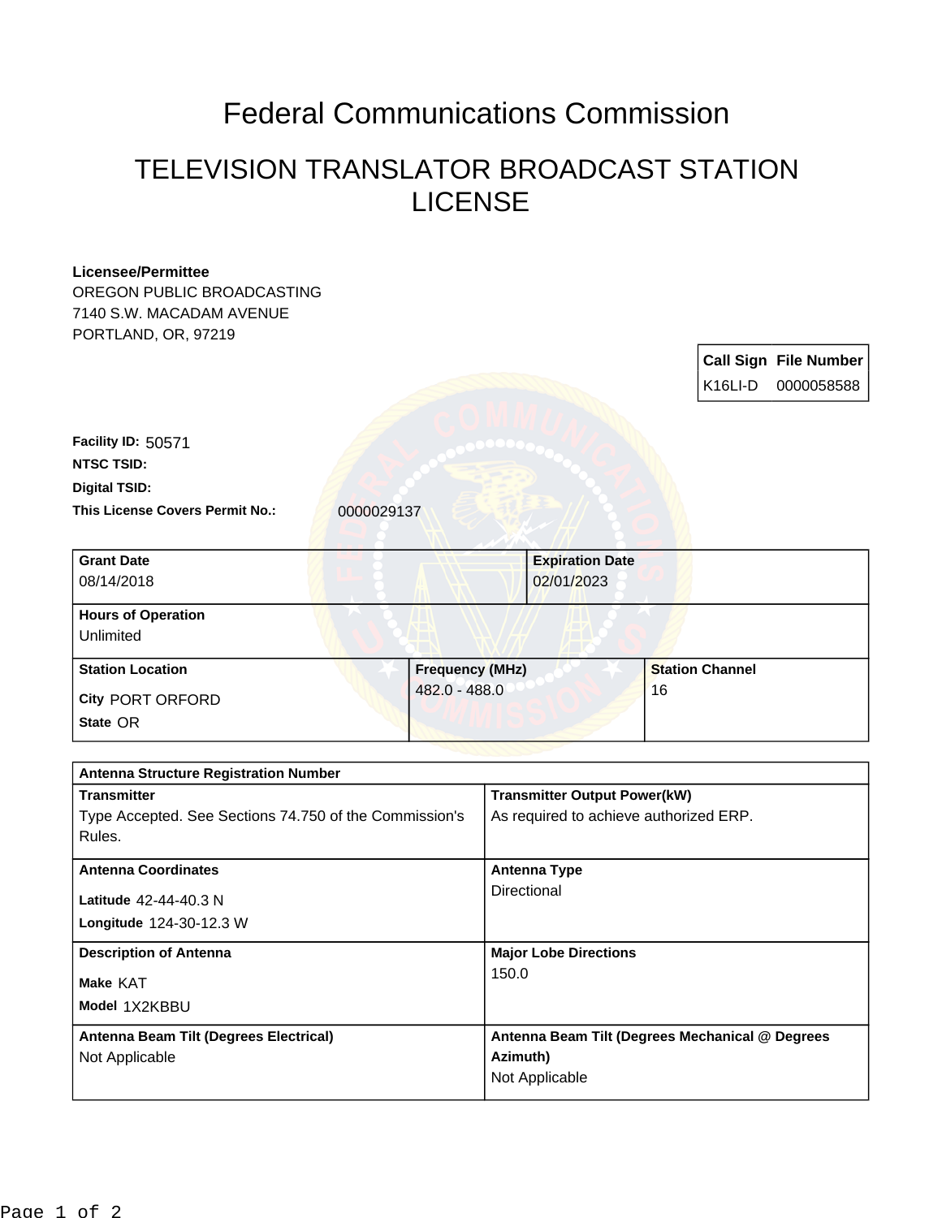# Federal Communications Commission

## TELEVISION TRANSLATOR BROADCAST STATION LICENSE

**Licensee/Permittee**
OREGON PUBLIC BROADCASTING
7140 S.W. MACADAM AVENUE
PORTLAND, OR, 97219

| Call Sign | File Number |
|---|---|
| K16LI-D | 0000058588 |

**Facility ID:** 50571
**NTSC TSID:**
**Digital TSID:**
**This License Covers Permit No.:** 0000029137

| Grant Date | Expiration Date |
|---|---|
| 08/14/2018 | 02/01/2023 |

| Hours of Operation |
|---|
| Unlimited |

| Station Location | Frequency (MHz) | Station Channel |
|---|---|---|
| City PORT ORFORD<br>State OR | 482.0 - 488.0 | 16 |

| Antenna Structure Registration Number | |
|---|---|
| **Transmitter**<br>Type Accepted. See Sections 74.750 of the Commission's Rules. | **Transmitter Output Power(kW)**<br>As required to achieve authorized ERP. |
| **Antenna Coordinates**<br>Latitude 42-44-40.3 N<br>Longitude 124-30-12.3 W | **Antenna Type**<br>Directional |
| **Description of Antenna**<br>Make KAT<br>Model 1X2KBBU | **Major Lobe Directions**<br>150.0 |
| **Antenna Beam Tilt (Degrees Electrical)**<br>Not Applicable | **Antenna Beam Tilt (Degrees Mechanical @ Degrees Azimuth)**<br>Not Applicable |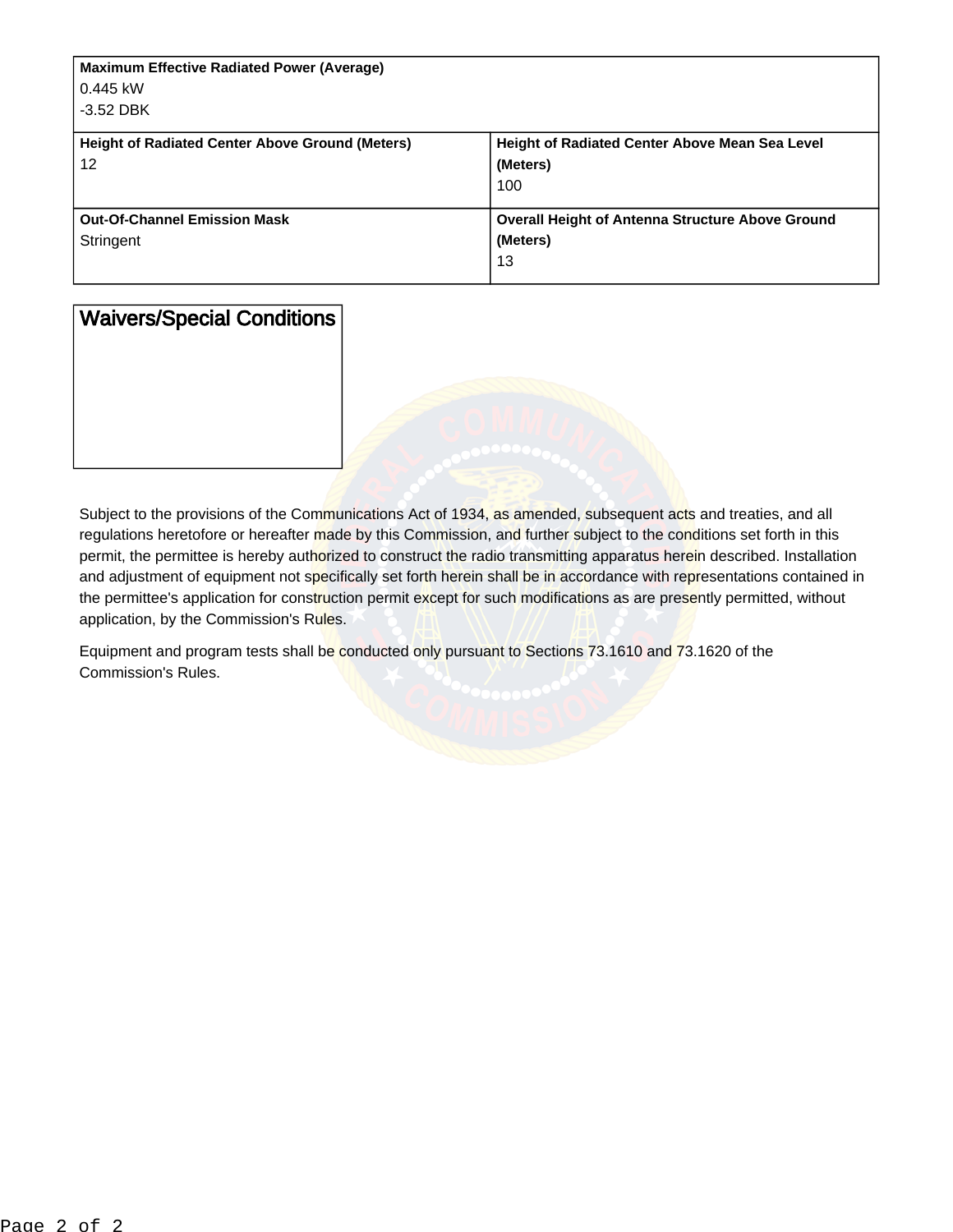| | |
|---|---|
| **Maximum Effective Radiated Power (Average)**<br>0.445 kW<br>-3.52 DBK | |
| **Height of Radiated Center Above Ground (Meters)**<br>12 | **Height of Radiated Center Above Mean Sea Level (Meters)**<br>100 |
| **Out-Of-Channel Emission Mask**<br>Stringent | **Overall Height of Antenna Structure Above Ground (Meters)**<br>13 |

## Waivers/Special Conditions

Subject to the provisions of the Communications Act of 1934, as amended, subsequent acts and treaties, and all regulations heretofore or hereafter made by this Commission, and further subject to the conditions set forth in this permit, the permittee is hereby authorized to construct the radio transmitting apparatus herein described. Installation and adjustment of equipment not specifically set forth herein shall be in accordance with representations contained in the permittee's application for construction permit except for such modifications as are presently permitted, without application, by the Commission's Rules.

Equipment and program tests shall be conducted only pursuant to Sections 73.1610 and 73.1620 of the Commission's Rules.